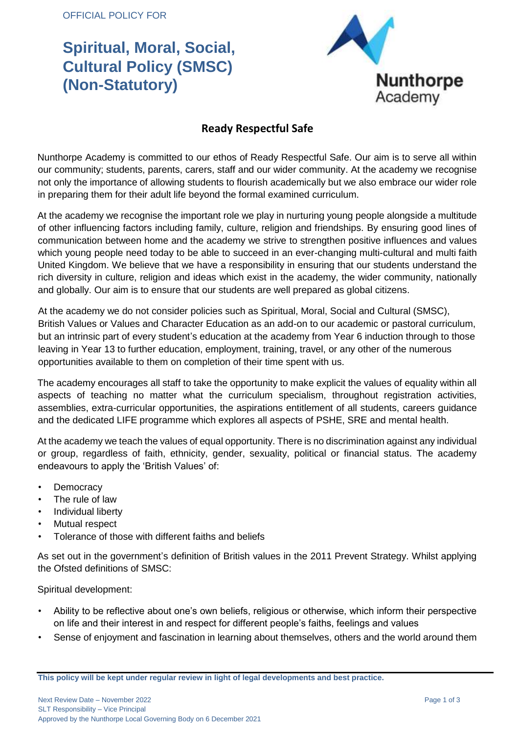OFFICIAL POLICY FOR

# Spiritual, Moral, Social, Cultural Policy (SMSC) (Non-Statutory)

## Ready Respectful Safe

Nunthorpe Academy is committed to our ethos of Ready Respectful Safe. Our aim is to serve all within our community; students, parents, carers, staff and our wider community. At the academy we recognise not only the importance of allowing students to flourish academically but we also embrace our wider role in preparing them for their adult life beyond the formal examined curriculum.

At the academy we recognise the important role we play in nurturing young people alongside a multitude of other influencing factors including family, culture, religion and friendships. By ensuring good lines of communication between home and the academy we strive to strengthen positive influences and values which young people need today to be able to succeed in an ever-changing multi-cultural and multi faith United Kingdom. We believe that we have a responsibility in ensuring that our students understand the rich diversity in culture, religion and ideas which exist in the academy, the wider community, nationally and globally. Our aim is to ensure that our students are well prepared as global citizens.

At the academy we do not consider policies such as Spiritual, Moral, Social and Cultural (SMSC), British Values or Values and Character Education as an add-on to our academic or pastoral curriculum, but an intrinsic part of every student's education at the academy from Year 6 induction through to those leaving in Year 13 to further education, employment, training, travel, or any other of the numerous opportunities available to them on completion of their time spent with us.

The academy encourages all staff to take the opportunity to make explicit the values of equality within all aspects of teaching no matter what the curriculum specialism, throughout registration activities, assemblies, extra-curricular opportunities, the aspirations entitlement of all students, careers guidance and the dedicated LIFE programme which explores all aspects of PSHE, SRE and mental health.

At the academy we teach the values of equal opportunity. There is no discrimination against any individual or group, regardless of faith, ethnicity, gender, sexuality, political or financial status. The academy endeavours to apply the 'British Values' of:

- Democracy
- The rule of law
- Individual liberty
- Mutual respect
- Tolerance of those with different faiths and beliefs

As set out in the government's definition of British values in the 2011 Prevent Strategy. Whilst applying the Ofsted definitions of SMSC:

Spiritual development:

- Ability to be reflective about one's own beliefs, religious or otherwise, which inform their perspective on life and their interest in and respect for different people's faiths, feelings and values
- Sense of enjoyment and fascination in learning about themselves, others and the world around them

**This policy will be kept under regular review in light of legal developments and best practice.**

Next Review Date – November 2022
SLT Responsibility – Vice Principal
Approved by the Nunthorpe Local Governing Body on 6 December 2021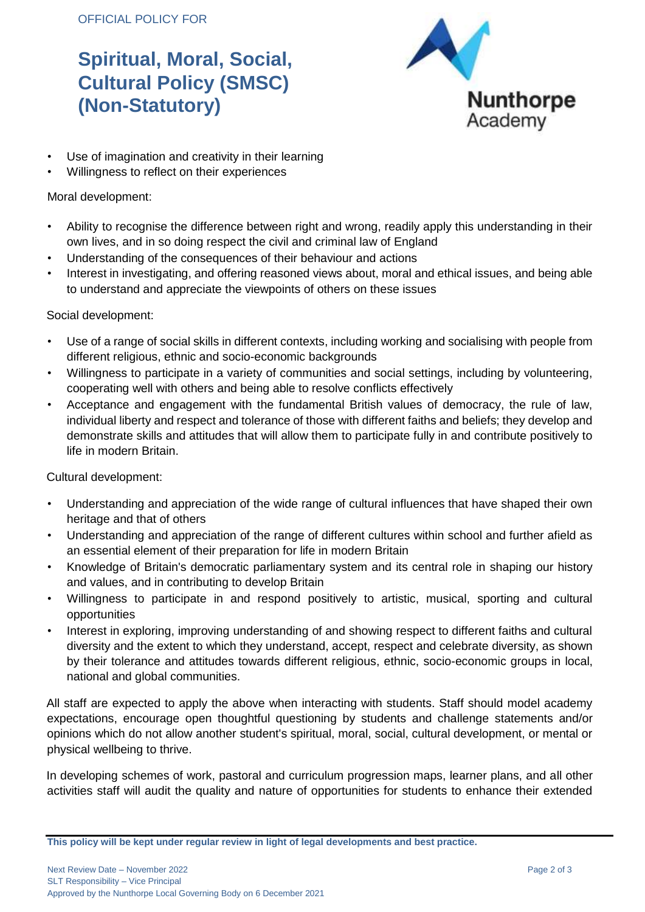- Use of imagination and creativity in their learning
- Willingness to reflect on their experiences

Moral development:

- Ability to recognise the difference between right and wrong, readily apply this understanding in their own lives, and in so doing respect the civil and criminal law of England
- Understanding of the consequences of their behaviour and actions
- Interest in investigating, and offering reasoned views about, moral and ethical issues, and being able to understand and appreciate the viewpoints of others on these issues

Social development:

- Use of a range of social skills in different contexts, including working and socialising with people from different religious, ethnic and socio-economic backgrounds
- Willingness to participate in a variety of communities and social settings, including by volunteering, cooperating well with others and being able to resolve conflicts effectively
- Acceptance and engagement with the fundamental British values of democracy, the rule of law, individual liberty and respect and tolerance of those with different faiths and beliefs; they develop and demonstrate skills and attitudes that will allow them to participate fully in and contribute positively to life in modern Britain.

Cultural development:

- Understanding and appreciation of the wide range of cultural influences that have shaped their own heritage and that of others
- Understanding and appreciation of the range of different cultures within school and further afield as an essential element of their preparation for life in modern Britain
- Knowledge of Britain's democratic parliamentary system and its central role in shaping our history and values, and in contributing to develop Britain
- Willingness to participate in and respond positively to artistic, musical, sporting and cultural opportunities
- Interest in exploring, improving understanding of and showing respect to different faiths and cultural diversity and the extent to which they understand, accept, respect and celebrate diversity, as shown by their tolerance and attitudes towards different religious, ethnic, socio-economic groups in local, national and global communities.

All staff are expected to apply the above when interacting with students. Staff should model academy expectations, encourage open thoughtful questioning by students and challenge statements and/or opinions which do not allow another student's spiritual, moral, social, cultural development, or mental or physical wellbeing to thrive.

In developing schemes of work, pastoral and curriculum progression maps, learner plans, and all other activities staff will audit the quality and nature of opportunities for students to enhance their extended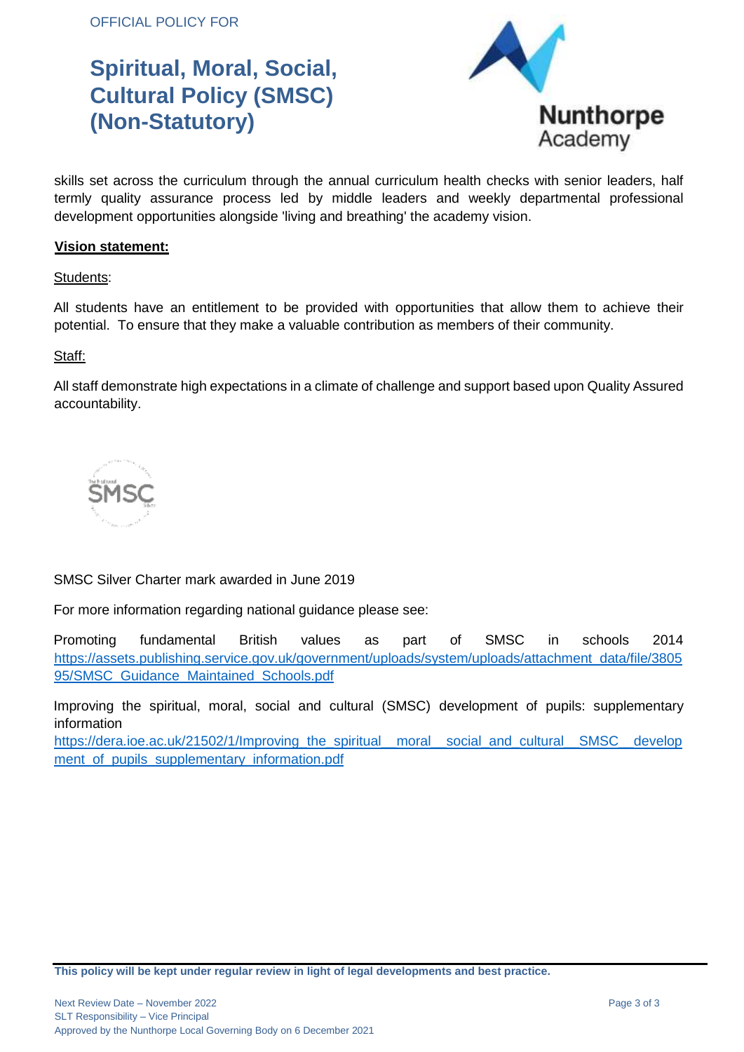skills set across the curriculum through the annual curriculum health checks with senior leaders, half termly quality assurance process led by middle leaders and weekly departmental professional development opportunities alongside 'living and breathing' the academy vision.

**Vision statement:**

Students:

All students have an entitlement to be provided with opportunities that allow them to achieve their potential. To ensure that they make a valuable contribution as members of their community.

Staff:

All staff demonstrate high expectations in a climate of challenge and support based upon Quality Assured accountability.

SMSC Silver Charter mark awarded in June 2019

For more information regarding national guidance please see:

Promoting fundamental British values as part of SMSC in schools 2014
https://assets.publishing.service.gov.uk/government/uploads/system/uploads/attachment_data/file/380595/SMSC_Guidance_Maintained_Schools.pdf

Improving the spiritual, moral, social and cultural (SMSC) development of pupils: supplementary information
https://dera.ioe.ac.uk/21502/1/Improving_the_spiritual__moral__social_and_cultural__SMSC__development_of_pupils_supplementary_information.pdf

**This policy will be kept under regular review in light of legal developments and best practice.**

Next Review Date – November 2022
SLT Responsibility – Vice Principal
Approved by the Nunthorpe Local Governing Body on 6 December 2021